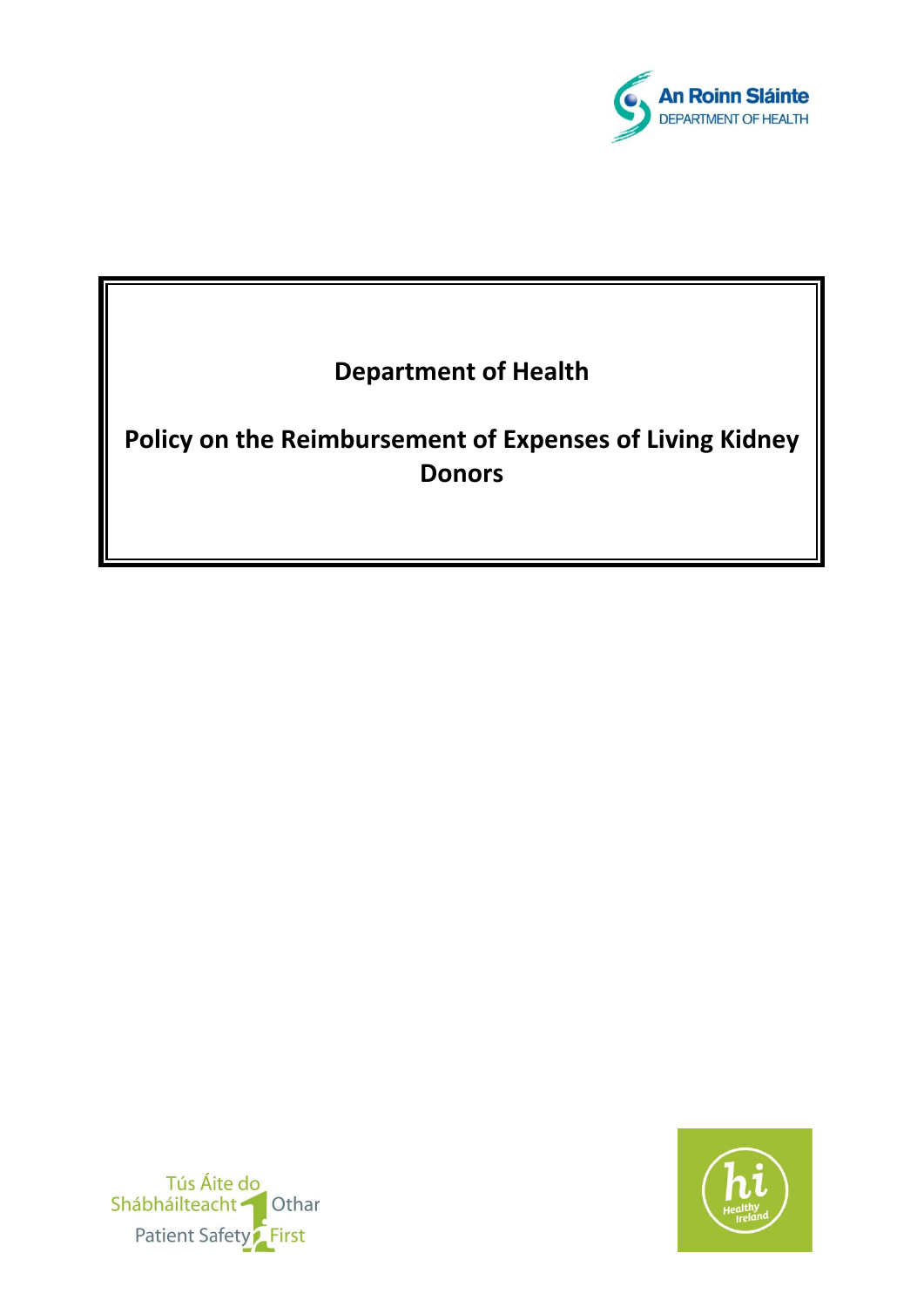An Roinn Sláinte
DEPARTMENT OF HEALTH

# Department of Health

# Policy on the Reimbursement of Expenses of Living Kidney Donors

Tús Áite do Shábháilteacht Othar
Patient Safety First

Healthy Ireland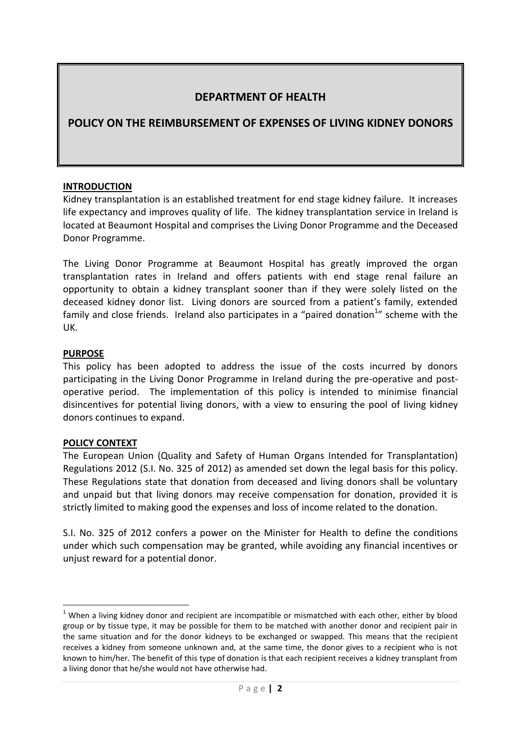# DEPARTMENT OF HEALTH

## POLICY ON THE REIMBURSEMENT OF EXPENSES OF LIVING KIDNEY DONORS

**INTRODUCTION**

Kidney transplantation is an established treatment for end stage kidney failure. It increases life expectancy and improves quality of life. The kidney transplantation service in Ireland is located at Beaumont Hospital and comprises the Living Donor Programme and the Deceased Donor Programme.

The Living Donor Programme at Beaumont Hospital has greatly improved the organ transplantation rates in Ireland and offers patients with end stage renal failure an opportunity to obtain a kidney transplant sooner than if they were solely listed on the deceased kidney donor list. Living donors are sourced from a patient's family, extended family and close friends. Ireland also participates in a "paired donation[1]" scheme with the UK.

**PURPOSE**

This policy has been adopted to address the issue of the costs incurred by donors participating in the Living Donor Programme in Ireland during the pre-operative and post-operative period. The implementation of this policy is intended to minimise financial disincentives for potential living donors, with a view to ensuring the pool of living kidney donors continues to expand.

**POLICY CONTEXT**

The European Union (Quality and Safety of Human Organs Intended for Transplantation) Regulations 2012 (S.I. No. 325 of 2012) as amended set down the legal basis for this policy. These Regulations state that donation from deceased and living donors shall be voluntary and unpaid but that living donors may receive compensation for donation, provided it is strictly limited to making good the expenses and loss of income related to the donation.

S.I. No. 325 of 2012 confers a power on the Minister for Health to define the conditions under which such compensation may be granted, while avoiding any financial incentives or unjust reward for a potential donor.

---

[1] When a living kidney donor and recipient are incompatible or mismatched with each other, either by blood group or by tissue type, it may be possible for them to be matched with another donor and recipient pair in the same situation and for the donor kidneys to be exchanged or swapped. This means that the recipient receives a kidney from someone unknown and, at the same time, the donor gives to a recipient who is not known to him/her. The benefit of this type of donation is that each recipient receives a kidney transplant from a living donor that he/she would not have otherwise had.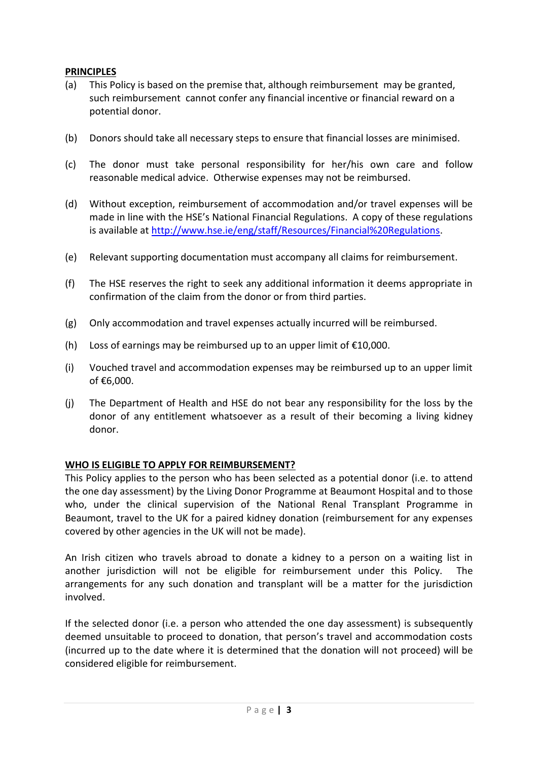## PRINCIPLES

(a) This Policy is based on the premise that, although reimbursement may be granted, such reimbursement cannot confer any financial incentive or financial reward on a potential donor.

(b) Donors should take all necessary steps to ensure that financial losses are minimised.

(c) The donor must take personal responsibility for her/his own care and follow reasonable medical advice. Otherwise expenses may not be reimbursed.

(d) Without exception, reimbursement of accommodation and/or travel expenses will be made in line with the HSE's National Financial Regulations. A copy of these regulations is available at [http://www.hse.ie/eng/staff/Resources/Financial%20Regulations](http://www.hse.ie/eng/staff/Resources/Financial%20Regulations).

(e) Relevant supporting documentation must accompany all claims for reimbursement.

(f) The HSE reserves the right to seek any additional information it deems appropriate in confirmation of the claim from the donor or from third parties.

(g) Only accommodation and travel expenses actually incurred will be reimbursed.

(h) Loss of earnings may be reimbursed up to an upper limit of €10,000.

(i) Vouched travel and accommodation expenses may be reimbursed up to an upper limit of €6,000.

(j) The Department of Health and HSE do not bear any responsibility for the loss by the donor of any entitlement whatsoever as a result of their becoming a living kidney donor.

## WHO IS ELIGIBLE TO APPLY FOR REIMBURSEMENT?

This Policy applies to the person who has been selected as a potential donor (i.e. to attend the one day assessment) by the Living Donor Programme at Beaumont Hospital and to those who, under the clinical supervision of the National Renal Transplant Programme in Beaumont, travel to the UK for a paired kidney donation (reimbursement for any expenses covered by other agencies in the UK will not be made).

An Irish citizen who travels abroad to donate a kidney to a person on a waiting list in another jurisdiction will not be eligible for reimbursement under this Policy. The arrangements for any such donation and transplant will be a matter for the jurisdiction involved.

If the selected donor (i.e. a person who attended the one day assessment) is subsequently deemed unsuitable to proceed to donation, that person's travel and accommodation costs (incurred up to the date where it is determined that the donation will not proceed) will be considered eligible for reimbursement.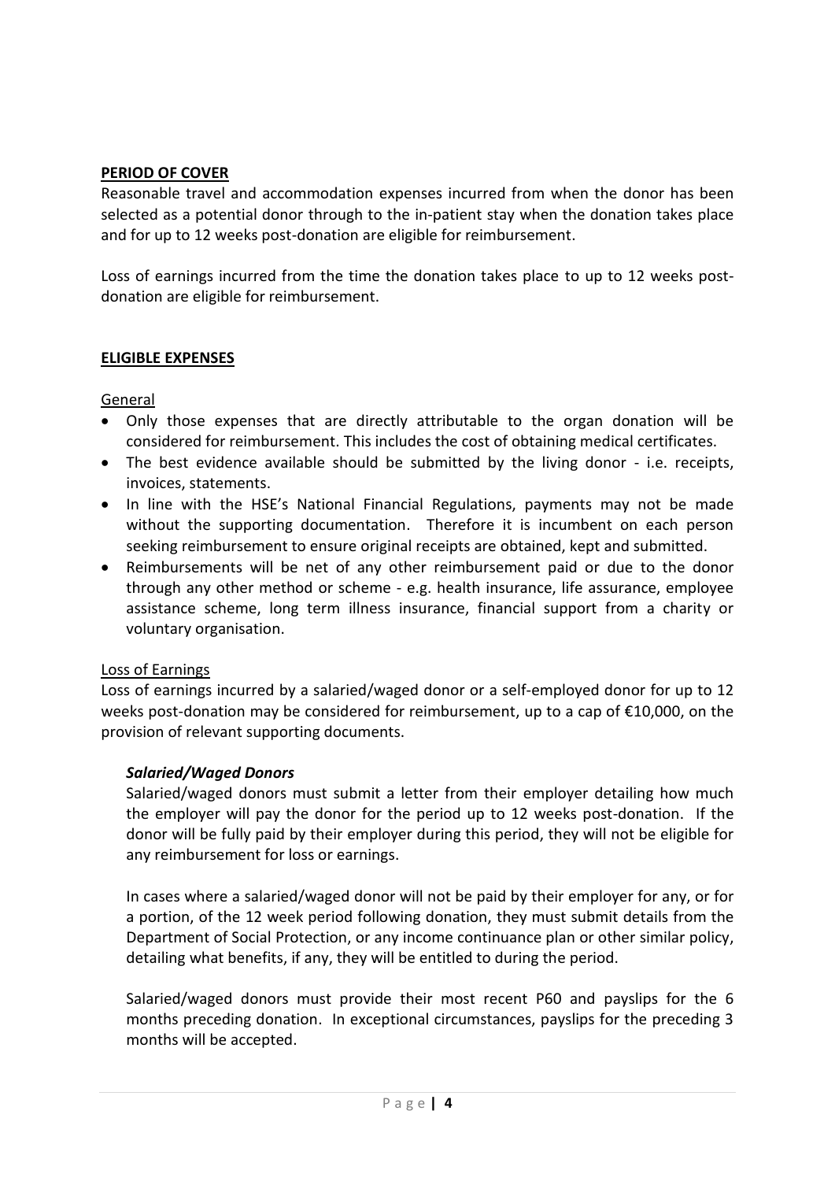## PERIOD OF COVER

Reasonable travel and accommodation expenses incurred from when the donor has been selected as a potential donor through to the in-patient stay when the donation takes place and for up to 12 weeks post-donation are eligible for reimbursement.

Loss of earnings incurred from the time the donation takes place to up to 12 weeks post-donation are eligible for reimbursement.

## ELIGIBLE EXPENSES

### General

- Only those expenses that are directly attributable to the organ donation will be considered for reimbursement. This includes the cost of obtaining medical certificates.
- The best evidence available should be submitted by the living donor - i.e. receipts, invoices, statements.
- In line with the HSE's National Financial Regulations, payments may not be made without the supporting documentation. Therefore it is incumbent on each person seeking reimbursement to ensure original receipts are obtained, kept and submitted.
- Reimbursements will be net of any other reimbursement paid or due to the donor through any other method or scheme - e.g. health insurance, life assurance, employee assistance scheme, long term illness insurance, financial support from a charity or voluntary organisation.

### Loss of Earnings

Loss of earnings incurred by a salaried/waged donor or a self-employed donor for up to 12 weeks post-donation may be considered for reimbursement, up to a cap of €10,000, on the provision of relevant supporting documents.

#### *Salaried/Waged Donors*

Salaried/waged donors must submit a letter from their employer detailing how much the employer will pay the donor for the period up to 12 weeks post-donation. If the donor will be fully paid by their employer during this period, they will not be eligible for any reimbursement for loss or earnings.

In cases where a salaried/waged donor will not be paid by their employer for any, or for a portion, of the 12 week period following donation, they must submit details from the Department of Social Protection, or any income continuance plan or other similar policy, detailing what benefits, if any, they will be entitled to during the period.

Salaried/waged donors must provide their most recent P60 and payslips for the 6 months preceding donation. In exceptional circumstances, payslips for the preceding 3 months will be accepted.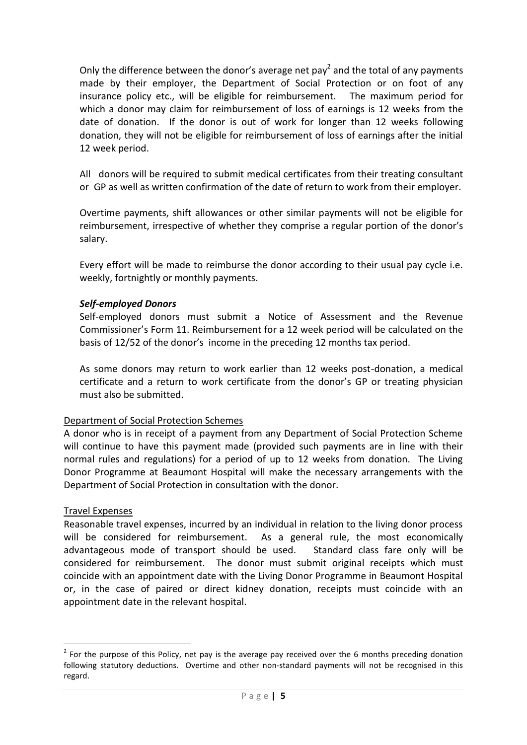Only the difference between the donor's average net pay[2] and the total of any payments made by their employer, the Department of Social Protection or on foot of any insurance policy etc., will be eligible for reimbursement. The maximum period for which a donor may claim for reimbursement of loss of earnings is 12 weeks from the date of donation. If the donor is out of work for longer than 12 weeks following donation, they will not be eligible for reimbursement of loss of earnings after the initial 12 week period.

All donors will be required to submit medical certificates from their treating consultant or GP as well as written confirmation of the date of return to work from their employer.

Overtime payments, shift allowances or other similar payments will not be eligible for reimbursement, irrespective of whether they comprise a regular portion of the donor's salary.

Every effort will be made to reimburse the donor according to their usual pay cycle i.e. weekly, fortnightly or monthly payments.

***Self-employed Donors***

Self-employed donors must submit a Notice of Assessment and the Revenue Commissioner's Form 11. Reimbursement for a 12 week period will be calculated on the basis of 12/52 of the donor's income in the preceding 12 months tax period.

As some donors may return to work earlier than 12 weeks post-donation, a medical certificate and a return to work certificate from the donor's GP or treating physician must also be submitted.

<u>Department of Social Protection Schemes</u>

A donor who is in receipt of a payment from any Department of Social Protection Scheme will continue to have this payment made (provided such payments are in line with their normal rules and regulations) for a period of up to 12 weeks from donation. The Living Donor Programme at Beaumont Hospital will make the necessary arrangements with the Department of Social Protection in consultation with the donor.

<u>Travel Expenses</u>

Reasonable travel expenses, incurred by an individual in relation to the living donor process will be considered for reimbursement. As a general rule, the most economically advantageous mode of transport should be used. Standard class fare only will be considered for reimbursement. The donor must submit original receipts which must coincide with an appointment date with the Living Donor Programme in Beaumont Hospital or, in the case of paired or direct kidney donation, receipts must coincide with an appointment date in the relevant hospital.

---

[2] For the purpose of this Policy, net pay is the average pay received over the 6 months preceding donation following statutory deductions. Overtime and other non-standard payments will not be recognised in this regard.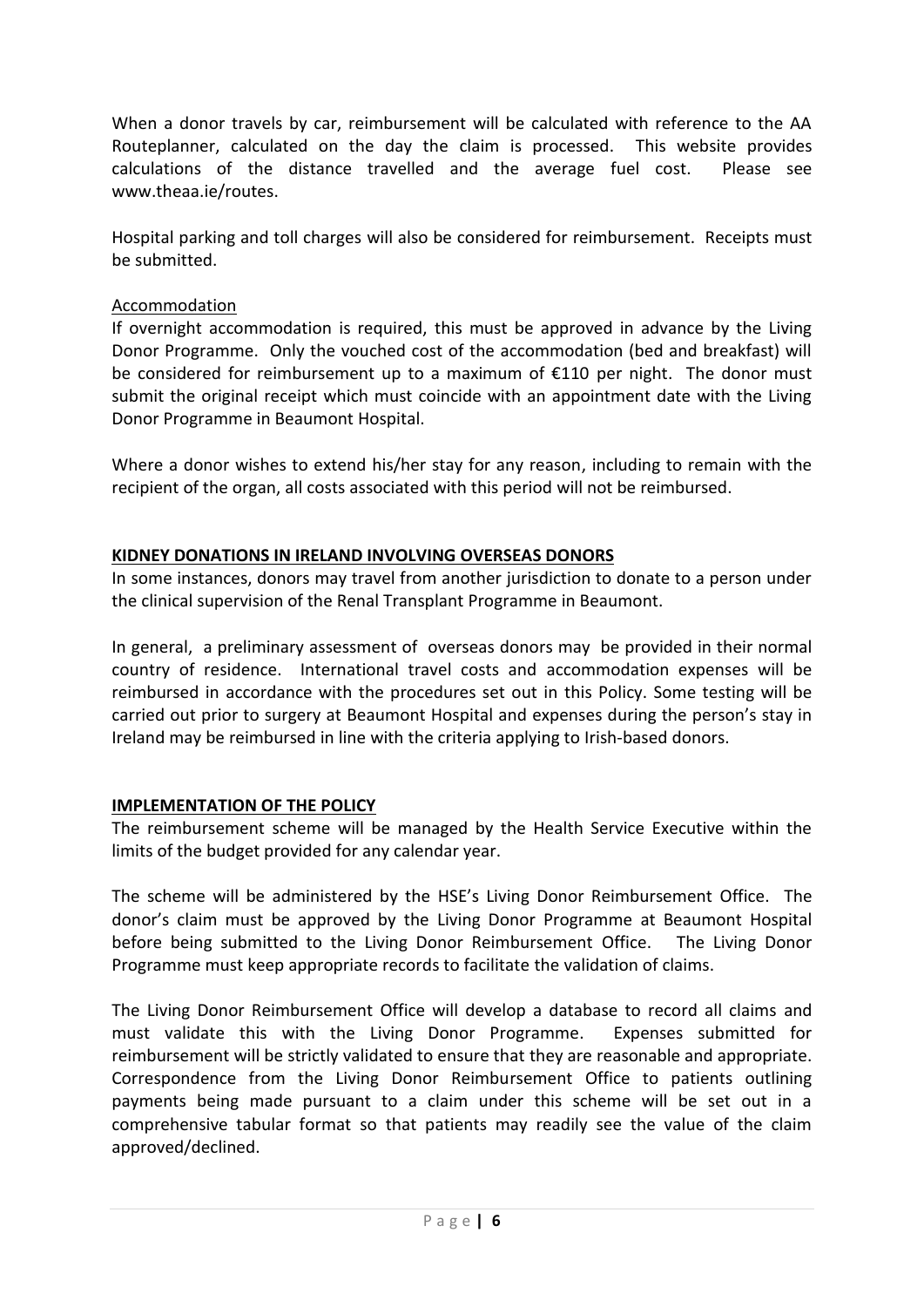When a donor travels by car, reimbursement will be calculated with reference to the AA Routeplanner, calculated on the day the claim is processed. This website provides calculations of the distance travelled and the average fuel cost. Please see www.theaa.ie/routes.

Hospital parking and toll charges will also be considered for reimbursement. Receipts must be submitted.

Accommodation

If overnight accommodation is required, this must be approved in advance by the Living Donor Programme. Only the vouched cost of the accommodation (bed and breakfast) will be considered for reimbursement up to a maximum of €110 per night. The donor must submit the original receipt which must coincide with an appointment date with the Living Donor Programme in Beaumont Hospital.

Where a donor wishes to extend his/her stay for any reason, including to remain with the recipient of the organ, all costs associated with this period will not be reimbursed.

## KIDNEY DONATIONS IN IRELAND INVOLVING OVERSEAS DONORS

In some instances, donors may travel from another jurisdiction to donate to a person under the clinical supervision of the Renal Transplant Programme in Beaumont.

In general, a preliminary assessment of overseas donors may be provided in their normal country of residence. International travel costs and accommodation expenses will be reimbursed in accordance with the procedures set out in this Policy. Some testing will be carried out prior to surgery at Beaumont Hospital and expenses during the person's stay in Ireland may be reimbursed in line with the criteria applying to Irish-based donors.

## IMPLEMENTATION OF THE POLICY

The reimbursement scheme will be managed by the Health Service Executive within the limits of the budget provided for any calendar year.

The scheme will be administered by the HSE's Living Donor Reimbursement Office. The donor's claim must be approved by the Living Donor Programme at Beaumont Hospital before being submitted to the Living Donor Reimbursement Office. The Living Donor Programme must keep appropriate records to facilitate the validation of claims.

The Living Donor Reimbursement Office will develop a database to record all claims and must validate this with the Living Donor Programme. Expenses submitted for reimbursement will be strictly validated to ensure that they are reasonable and appropriate. Correspondence from the Living Donor Reimbursement Office to patients outlining payments being made pursuant to a claim under this scheme will be set out in a comprehensive tabular format so that patients may readily see the value of the claim approved/declined.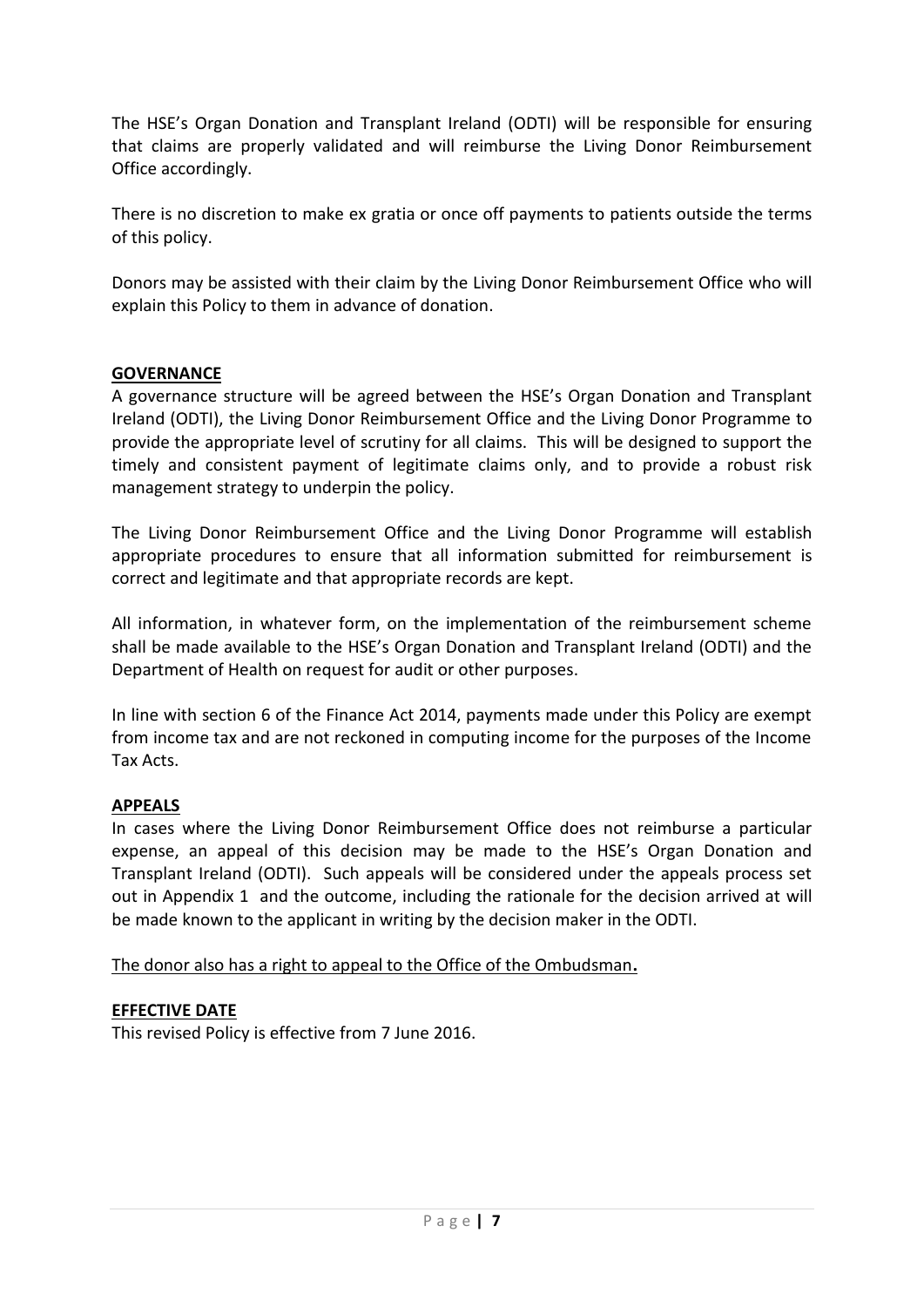The HSE's Organ Donation and Transplant Ireland (ODTI) will be responsible for ensuring that claims are properly validated and will reimburse the Living Donor Reimbursement Office accordingly.

There is no discretion to make ex gratia or once off payments to patients outside the terms of this policy.

Donors may be assisted with their claim by the Living Donor Reimbursement Office who will explain this Policy to them in advance of donation.

## GOVERNANCE

A governance structure will be agreed between the HSE's Organ Donation and Transplant Ireland (ODTI), the Living Donor Reimbursement Office and the Living Donor Programme to provide the appropriate level of scrutiny for all claims. This will be designed to support the timely and consistent payment of legitimate claims only, and to provide a robust risk management strategy to underpin the policy.

The Living Donor Reimbursement Office and the Living Donor Programme will establish appropriate procedures to ensure that all information submitted for reimbursement is correct and legitimate and that appropriate records are kept.

All information, in whatever form, on the implementation of the reimbursement scheme shall be made available to the HSE's Organ Donation and Transplant Ireland (ODTI) and the Department of Health on request for audit or other purposes.

In line with section 6 of the Finance Act 2014, payments made under this Policy are exempt from income tax and are not reckoned in computing income for the purposes of the Income Tax Acts.

## APPEALS

In cases where the Living Donor Reimbursement Office does not reimburse a particular expense, an appeal of this decision may be made to the HSE's Organ Donation and Transplant Ireland (ODTI). Such appeals will be considered under the appeals process set out in Appendix 1 and the outcome, including the rationale for the decision arrived at will be made known to the applicant in writing by the decision maker in the ODTI.

The donor also has a right to appeal to the Office of the Ombudsman**.**

## EFFECTIVE DATE

This revised Policy is effective from 7 June 2016.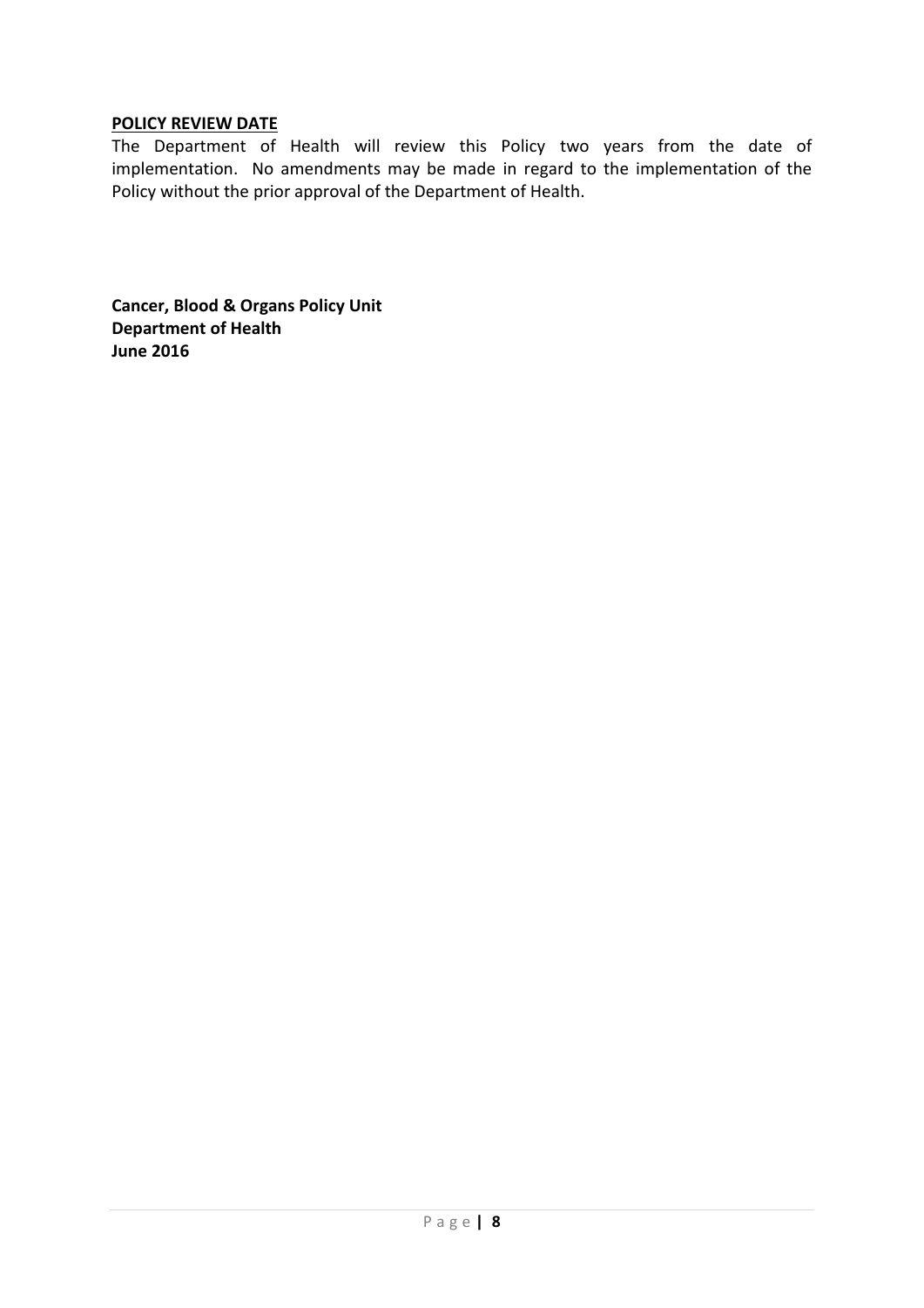## POLICY REVIEW DATE

The Department of Health will review this Policy two years from the date of implementation. No amendments may be made in regard to the implementation of the Policy without the prior approval of the Department of Health.

**Cancer, Blood & Organs Policy Unit**
**Department of Health**
**June 2016**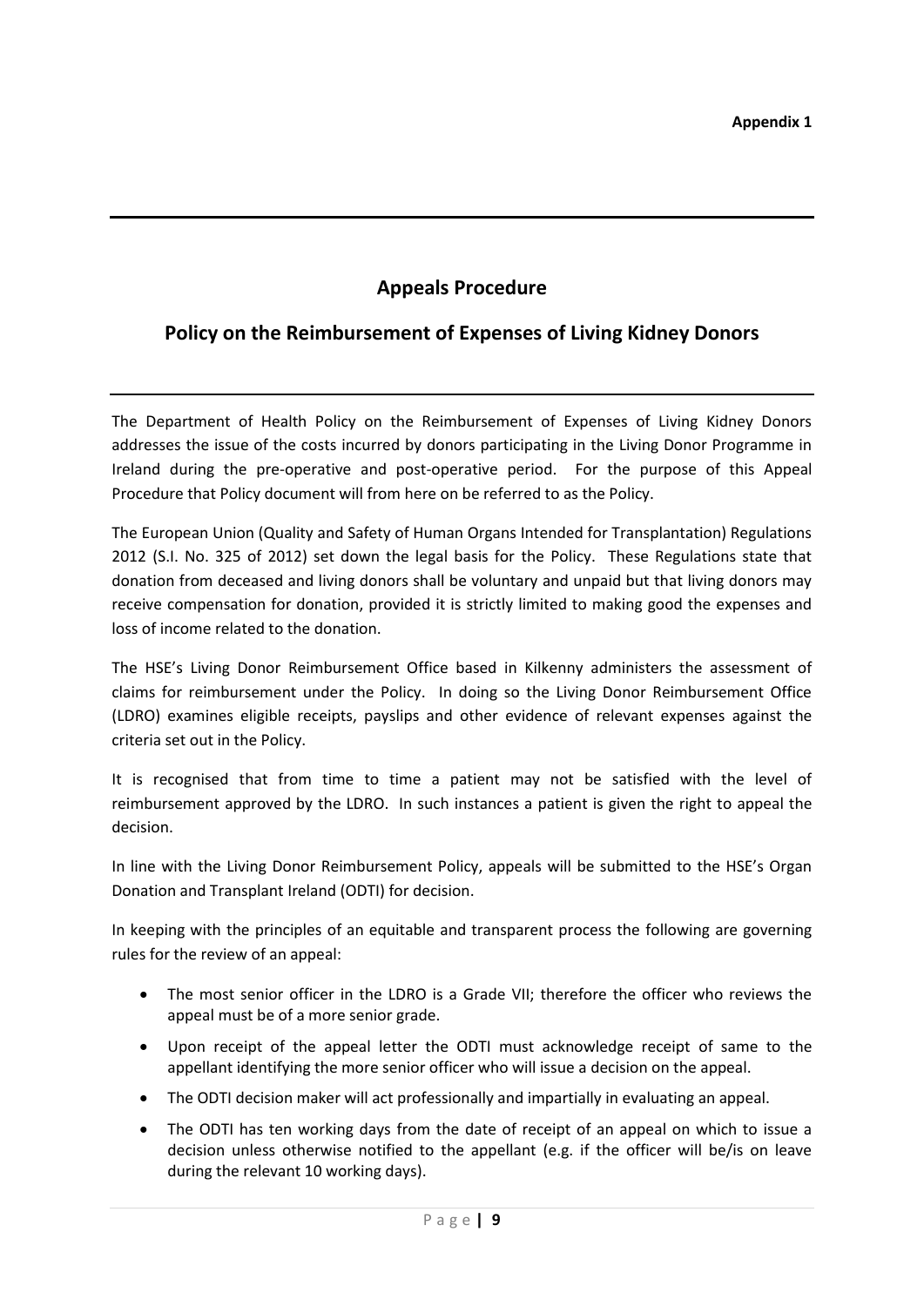**Appendix 1**

## Appeals Procedure

## Policy on the Reimbursement of Expenses of Living Kidney Donors

The Department of Health Policy on the Reimbursement of Expenses of Living Kidney Donors addresses the issue of the costs incurred by donors participating in the Living Donor Programme in Ireland during the pre-operative and post-operative period. For the purpose of this Appeal Procedure that Policy document will from here on be referred to as the Policy.

The European Union (Quality and Safety of Human Organs Intended for Transplantation) Regulations 2012 (S.I. No. 325 of 2012) set down the legal basis for the Policy. These Regulations state that donation from deceased and living donors shall be voluntary and unpaid but that living donors may receive compensation for donation, provided it is strictly limited to making good the expenses and loss of income related to the donation.

The HSE's Living Donor Reimbursement Office based in Kilkenny administers the assessment of claims for reimbursement under the Policy. In doing so the Living Donor Reimbursement Office (LDRO) examines eligible receipts, payslips and other evidence of relevant expenses against the criteria set out in the Policy.

It is recognised that from time to time a patient may not be satisfied with the level of reimbursement approved by the LDRO. In such instances a patient is given the right to appeal the decision.

In line with the Living Donor Reimbursement Policy, appeals will be submitted to the HSE's Organ Donation and Transplant Ireland (ODTI) for decision.

In keeping with the principles of an equitable and transparent process the following are governing rules for the review of an appeal:

- The most senior officer in the LDRO is a Grade VII; therefore the officer who reviews the appeal must be of a more senior grade.
- Upon receipt of the appeal letter the ODTI must acknowledge receipt of same to the appellant identifying the more senior officer who will issue a decision on the appeal.
- The ODTI decision maker will act professionally and impartially in evaluating an appeal.
- The ODTI has ten working days from the date of receipt of an appeal on which to issue a decision unless otherwise notified to the appellant (e.g. if the officer will be/is on leave during the relevant 10 working days).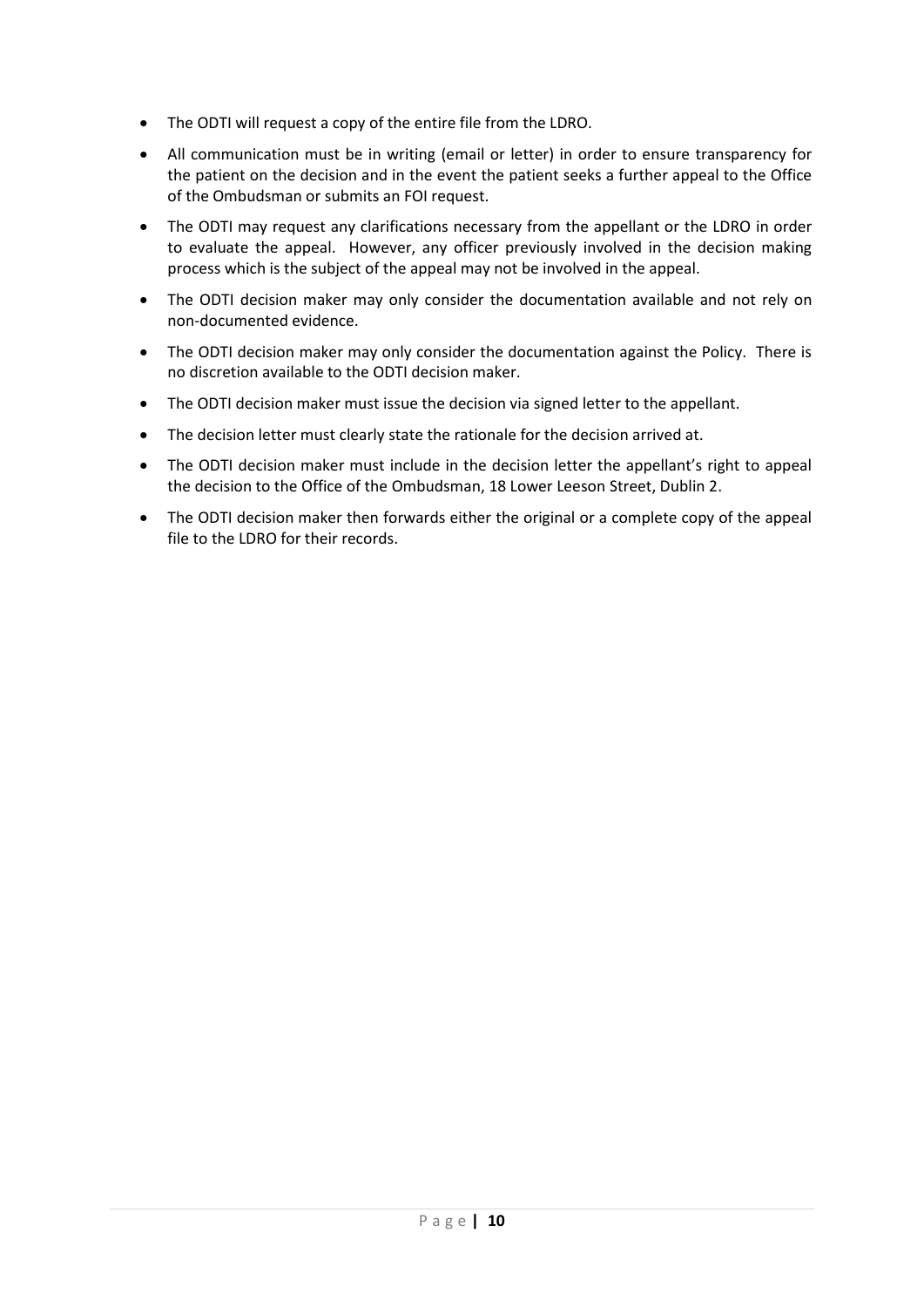- The ODTI will request a copy of the entire file from the LDRO.
- All communication must be in writing (email or letter) in order to ensure transparency for the patient on the decision and in the event the patient seeks a further appeal to the Office of the Ombudsman or submits an FOI request.
- The ODTI may request any clarifications necessary from the appellant or the LDRO in order to evaluate the appeal. However, any officer previously involved in the decision making process which is the subject of the appeal may not be involved in the appeal.
- The ODTI decision maker may only consider the documentation available and not rely on non-documented evidence.
- The ODTI decision maker may only consider the documentation against the Policy. There is no discretion available to the ODTI decision maker.
- The ODTI decision maker must issue the decision via signed letter to the appellant.
- The decision letter must clearly state the rationale for the decision arrived at.
- The ODTI decision maker must include in the decision letter the appellant's right to appeal the decision to the Office of the Ombudsman, 18 Lower Leeson Street, Dublin 2.
- The ODTI decision maker then forwards either the original or a complete copy of the appeal file to the LDRO for their records.